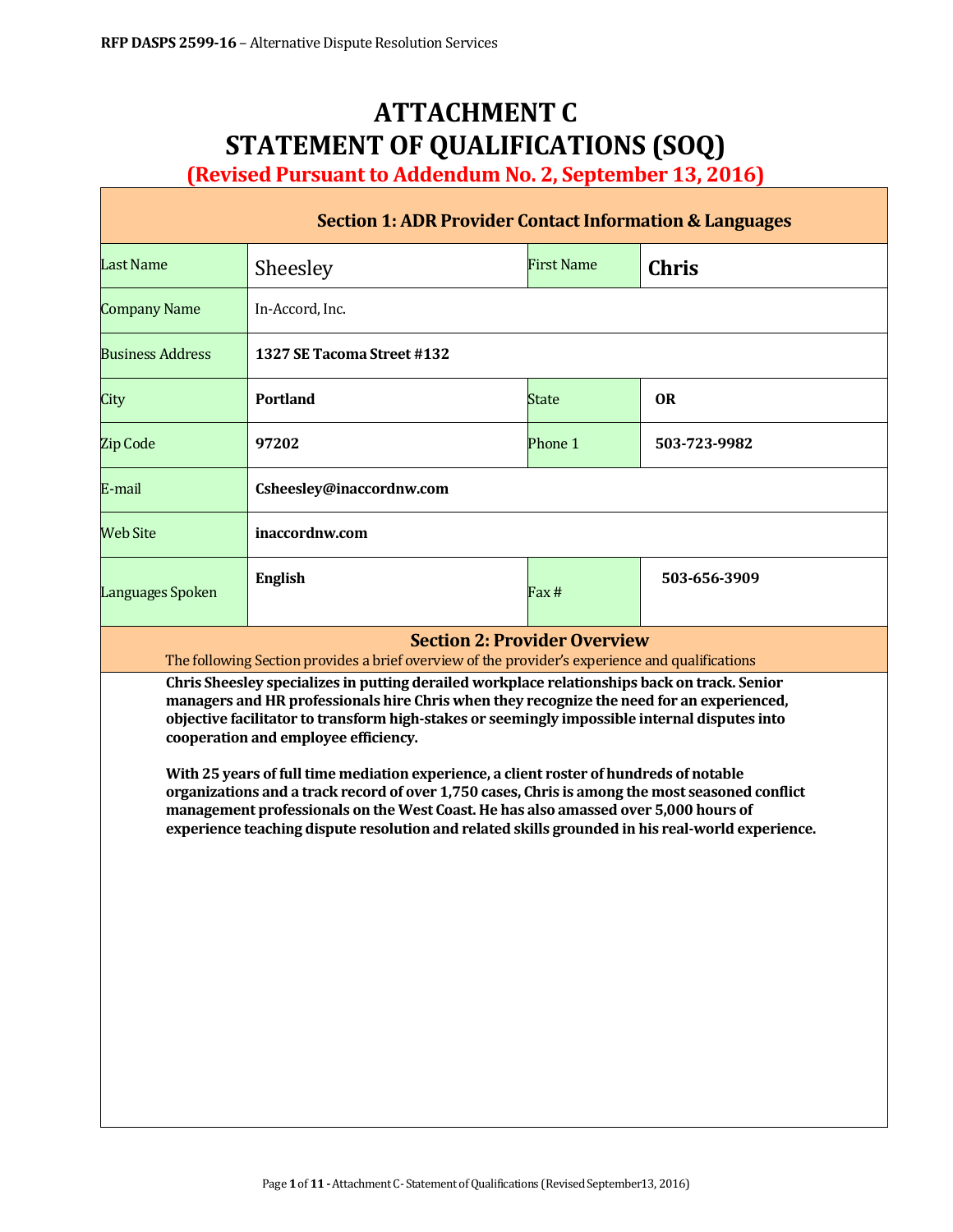# ATTACHMENT C
# STATEMENT OF QUALIFICATIONS (SOQ)
## (Revised Pursuant to Addendum No. 2, September 13, 2016)

| Section 1: ADR Provider Contact Information & Languages | | | |
|---|---|---|---|
| Last Name | Sheesley | First Name | **Chris** |
| Company Name | In-Accord, Inc. | | |
| Business Address | **1327 SE Tacoma Street #132** | | |
| City | **Portland** | State | **OR** |
| Zip Code | **97202** | Phone 1 | **503-723-9982** |
| E-mail | **Csheesley@inaccordnw.com** | | |
| Web Site | **inaccordnw.com** | | |
| Languages Spoken | **English** | Fax # | **503-656-3909** |

## Section 2: Provider Overview

The following Section provides a brief overview of the provider's experience and qualifications

**Chris Sheesley specializes in putting derailed workplace relationships back on track. Senior managers and HR professionals hire Chris when they recognize the need for an experienced, objective facilitator to transform high-stakes or seemingly impossible internal disputes into cooperation and employee efficiency.**

**With 25 years of full time mediation experience, a client roster of hundreds of notable organizations and a track record of over 1,750 cases, Chris is among the most seasoned conflict management professionals on the West Coast. He has also amassed over 5,000 hours of experience teaching dispute resolution and related skills grounded in his real-world experience.**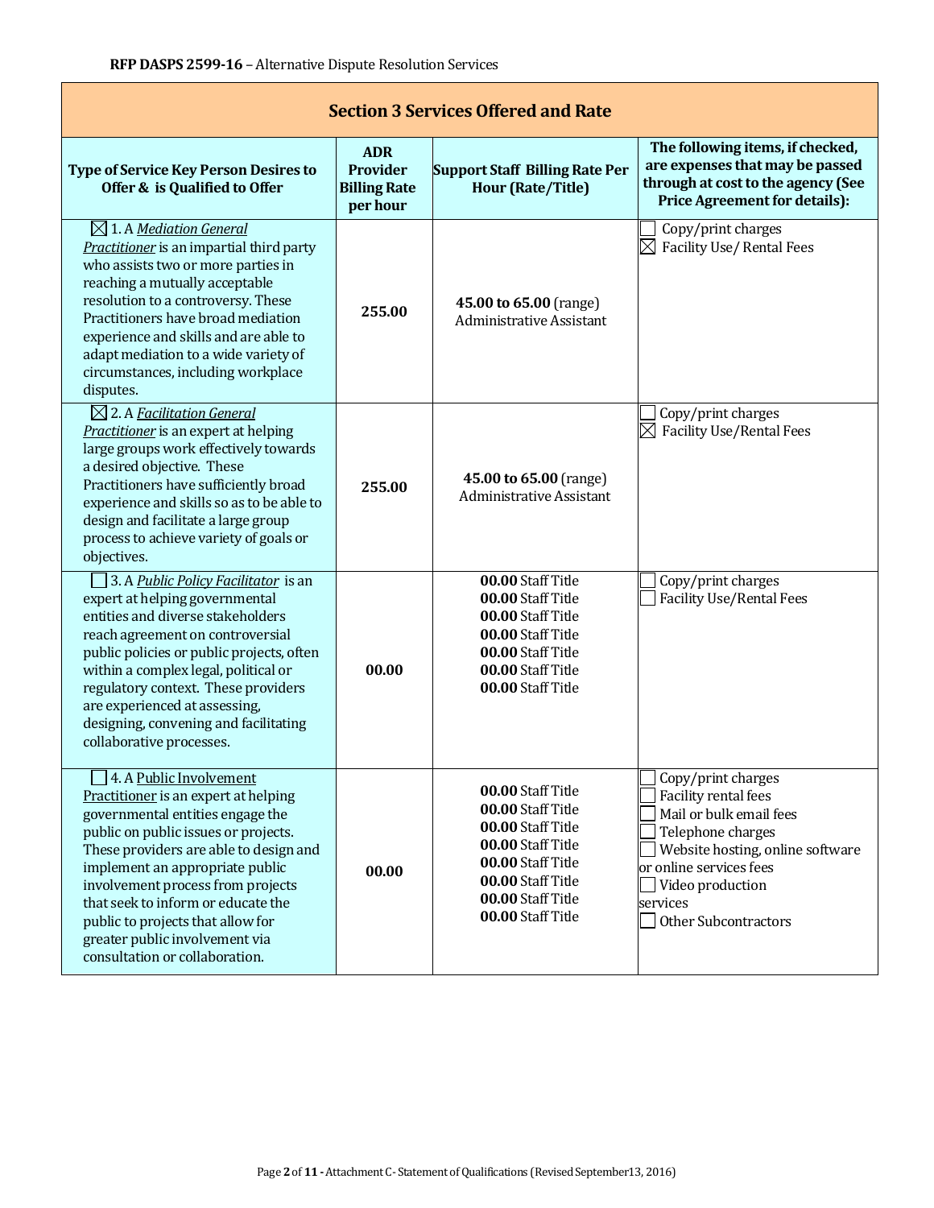**RFP DASPS 2599-16** – Alternative Dispute Resolution Services

## Section 3 Services Offered and Rate

| Type of Service Key Person Desires to Offer & is Qualified to Offer | ADR Provider Billing Rate per hour | Support Staff Billing Rate Per Hour (Rate/Title) | The following items, if checked, are expenses that may be passed through at cost to the agency (See Price Agreement for details): |
|---|---|---|---|
| ☒ 1. A *Mediation General Practitioner* is an impartial third party who assists two or more parties in reaching a mutually acceptable resolution to a controversy. These Practitioners have broad mediation experience and skills and are able to adapt mediation to a wide variety of circumstances, including workplace disputes. | 255.00 | **45.00 to 65.00** (range) Administrative Assistant | ☐ Copy/print charges<br>☒ Facility Use/ Rental Fees |
| ☒ 2. A *Facilitation General Practitioner* is an expert at helping large groups work effectively towards a desired objective. These Practitioners have sufficiently broad experience and skills so as to be able to design and facilitate a large group process to achieve variety of goals or objectives. | 255.00 | **45.00 to 65.00** (range) Administrative Assistant | ☐ Copy/print charges<br>☒ Facility Use/Rental Fees |
| ☐ 3. A *Public Policy Facilitator* is an expert at helping governmental entities and diverse stakeholders reach agreement on controversial public policies or public projects, often within a complex legal, political or regulatory context. These providers are experienced at assessing, designing, convening and facilitating collaborative processes. | 00.00 | **00.00** Staff Title<br>**00.00** Staff Title<br>**00.00** Staff Title<br>**00.00** Staff Title<br>**00.00** Staff Title<br>**00.00** Staff Title<br>**00.00** Staff Title | ☐ Copy/print charges<br>☐ Facility Use/Rental Fees |
| ☐ 4. A Public Involvement Practitioner is an expert at helping governmental entities engage the public on public issues or projects. These providers are able to design and implement an appropriate public involvement process from projects that seek to inform or educate the public to projects that allow for greater public involvement via consultation or collaboration. | 00.00 | **00.00** Staff Title<br>**00.00** Staff Title<br>**00.00** Staff Title<br>**00.00** Staff Title<br>**00.00** Staff Title<br>**00.00** Staff Title<br>**00.00** Staff Title<br>**00.00** Staff Title | ☐ Copy/print charges<br>☐ Facility rental fees<br>☐ Mail or bulk email fees<br>☐ Telephone charges<br>☐ Website hosting, online software or online services fees<br>☐ Video production services<br>☐ Other Subcontractors |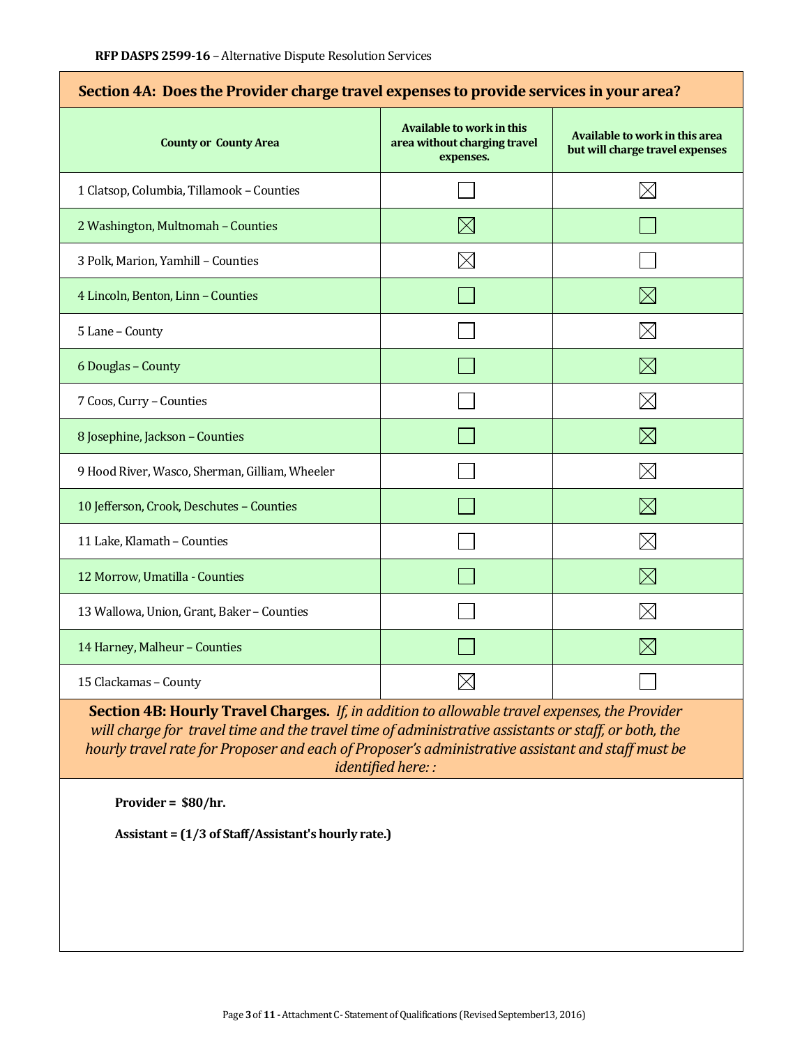RFP DASPS 2599-16 – Alternative Dispute Resolution Services

## Section 4A: Does the Provider charge travel expenses to provide services in your area?

| County or County Area | Available to work in this area without charging travel expenses. | Available to work in this area but will charge travel expenses |
|---|---|---|
| 1 Clatsop, Columbia, Tillamook – Counties | ☐ | ☒ |
| 2 Washington, Multnomah – Counties | ☒ | ☐ |
| 3 Polk, Marion, Yamhill – Counties | ☒ | ☐ |
| 4 Lincoln, Benton, Linn – Counties | ☐ | ☒ |
| 5 Lane – County | ☐ | ☒ |
| 6 Douglas – County | ☐ | ☒ |
| 7 Coos, Curry – Counties | ☐ | ☒ |
| 8 Josephine, Jackson – Counties | ☐ | ☒ |
| 9 Hood River, Wasco, Sherman, Gilliam, Wheeler | ☐ | ☒ |
| 10 Jefferson, Crook, Deschutes – Counties | ☐ | ☒ |
| 11 Lake, Klamath – Counties | ☐ | ☒ |
| 12 Morrow, Umatilla - Counties | ☐ | ☒ |
| 13 Wallowa, Union, Grant, Baker – Counties | ☐ | ☒ |
| 14 Harney, Malheur – Counties | ☐ | ☒ |
| 15 Clackamas – County | ☒ | ☐ |

## Section 4B: Hourly Travel Charges.

*If, in addition to allowable travel expenses, the Provider will charge for travel time and the travel time of administrative assistants or staff, or both, the hourly travel rate for Proposer and each of Proposer's administrative assistant and staff must be identified here: :*

**Provider = $80/hr.**

**Assistant = (1/3 of Staff/Assistant's hourly rate.)**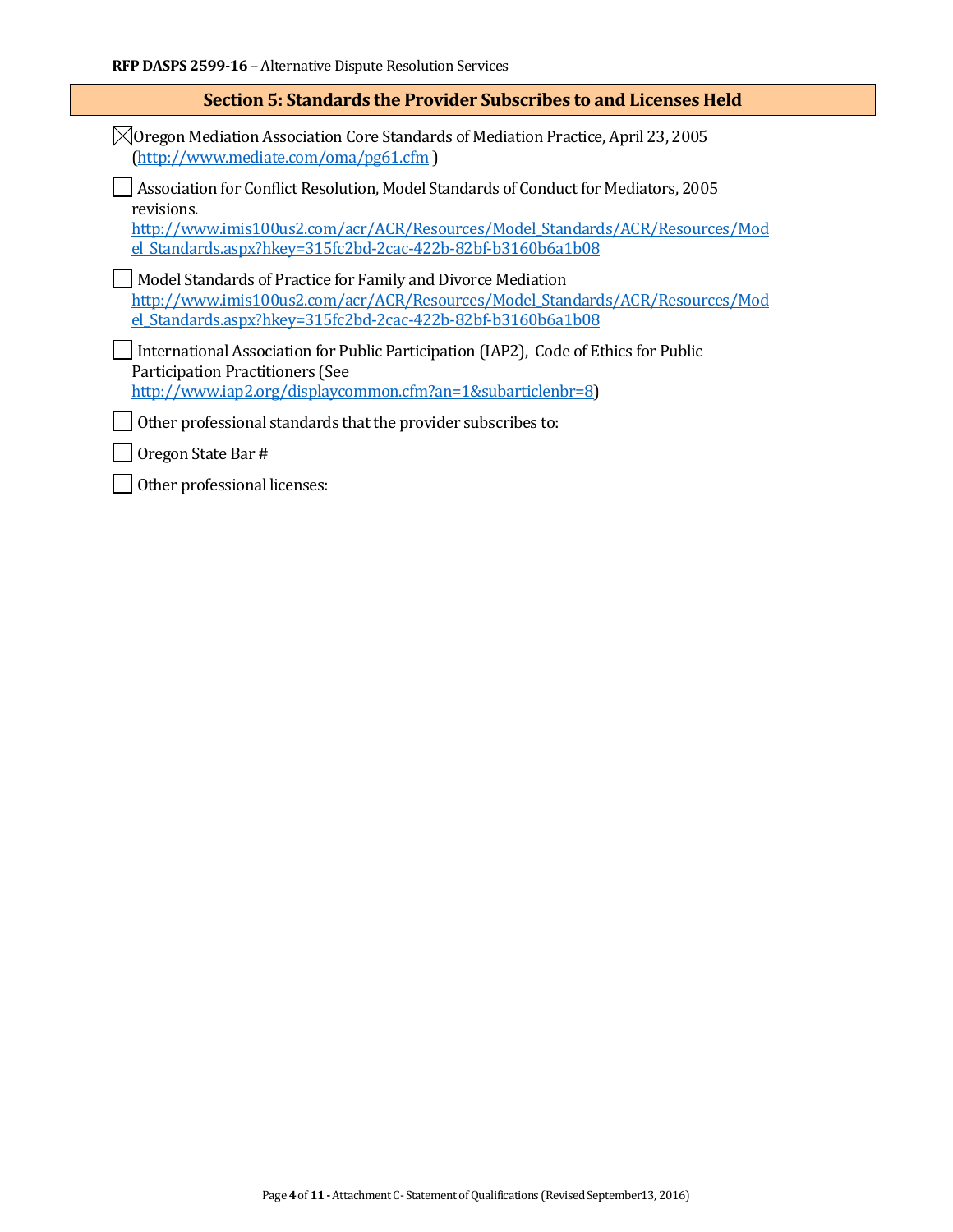## Section 5: Standards the Provider Subscribes to and Licenses Held

☒ Oregon Mediation Association Core Standards of Mediation Practice, April 23, 2005 (http://www.mediate.com/oma/pg61.cfm )

☐ Association for Conflict Resolution, Model Standards of Conduct for Mediators, 2005 revisions. http://www.imis100us2.com/acr/ACR/Resources/Model_Standards/ACR/Resources/Model_Standards.aspx?hkey=315fc2bd-2cac-422b-82bf-b3160b6a1b08

☐ Model Standards of Practice for Family and Divorce Mediation http://www.imis100us2.com/acr/ACR/Resources/Model_Standards/ACR/Resources/Model_Standards.aspx?hkey=315fc2bd-2cac-422b-82bf-b3160b6a1b08

☐ International Association for Public Participation (IAP2), Code of Ethics for Public Participation Practitioners (See http://www.iap2.org/displaycommon.cfm?an=1&subarticlenbr=8)

☐ Other professional standards that the provider subscribes to:

☐ Oregon State Bar #

☐ Other professional licenses: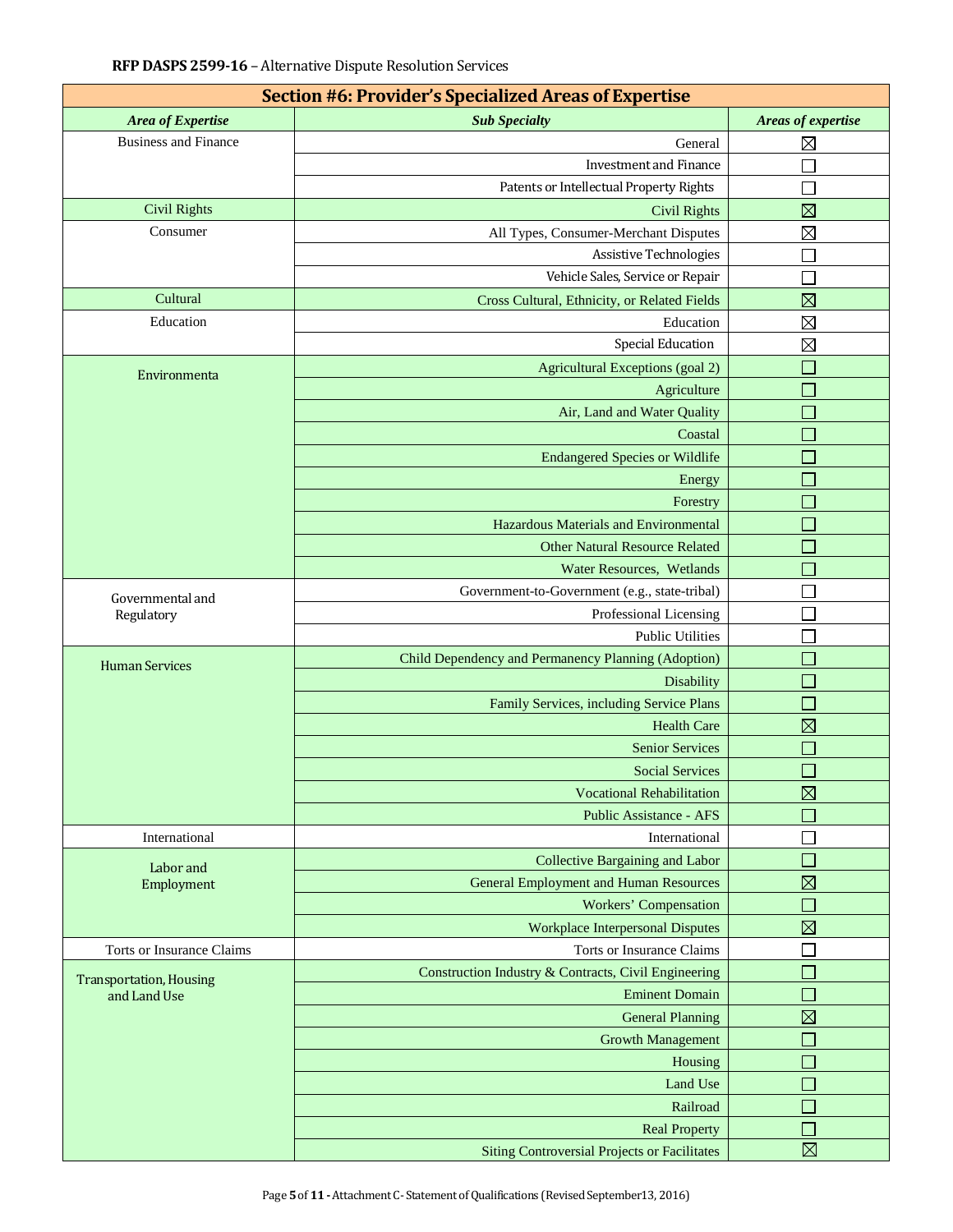RFP DASPS 2599-16 – Alternative Dispute Resolution Services

| Section #6: Provider's Specialized Areas of Expertise | | |
|---|---|---|
| ***Area of Expertise*** | ***Sub Specialty*** | ***Areas of expertise*** |
| Business and Finance | General | ☒ |
| | Investment and Finance | ☐ |
| | Patents or Intellectual Property Rights | ☐ |
| Civil Rights | Civil Rights | ☒ |
| Consumer | All Types, Consumer-Merchant Disputes | ☒ |
| | Assistive Technologies | ☐ |
| | Vehicle Sales, Service or Repair | ☐ |
| Cultural | Cross Cultural, Ethnicity, or Related Fields | ☒ |
| Education | Education | ☒ |
| | Special Education | ☒ |
| Environmenta | Agricultural Exceptions (goal 2) | ☐ |
| | Agriculture | ☐ |
| | Air, Land and Water Quality | ☐ |
| | Coastal | ☐ |
| | Endangered Species or Wildlife | ☐ |
| | Energy | ☐ |
| | Forestry | ☐ |
| | Hazardous Materials and Environmental | ☐ |
| | Other Natural Resource Related | ☐ |
| | Water Resources, Wetlands | ☐ |
| Governmental and Regulatory | Government-to-Government (e.g., state-tribal) | ☐ |
| | Professional Licensing | ☐ |
| | Public Utilities | ☐ |
| Human Services | Child Dependency and Permanency Planning (Adoption) | ☐ |
| | Disability | ☐ |
| | Family Services, including Service Plans | ☐ |
| | Health Care | ☒ |
| | Senior Services | ☐ |
| | Social Services | ☐ |
| | Vocational Rehabilitation | ☒ |
| | Public Assistance - AFS | ☐ |
| International | International | ☐ |
| Labor and Employment | Collective Bargaining and Labor | ☐ |
| | General Employment and Human Resources | ☒ |
| | Workers' Compensation | ☐ |
| | Workplace Interpersonal Disputes | ☒ |
| Torts or Insurance Claims | Torts or Insurance Claims | ☐ |
| Transportation, Housing and Land Use | Construction Industry & Contracts, Civil Engineering | ☐ |
| | Eminent Domain | ☐ |
| | General Planning | ☒ |
| | Growth Management | ☐ |
| | Housing | ☐ |
| | Land Use | ☐ |
| | Railroad | ☐ |
| | Real Property | ☐ |
| | Siting Controversial Projects or Facilitates | ☒ |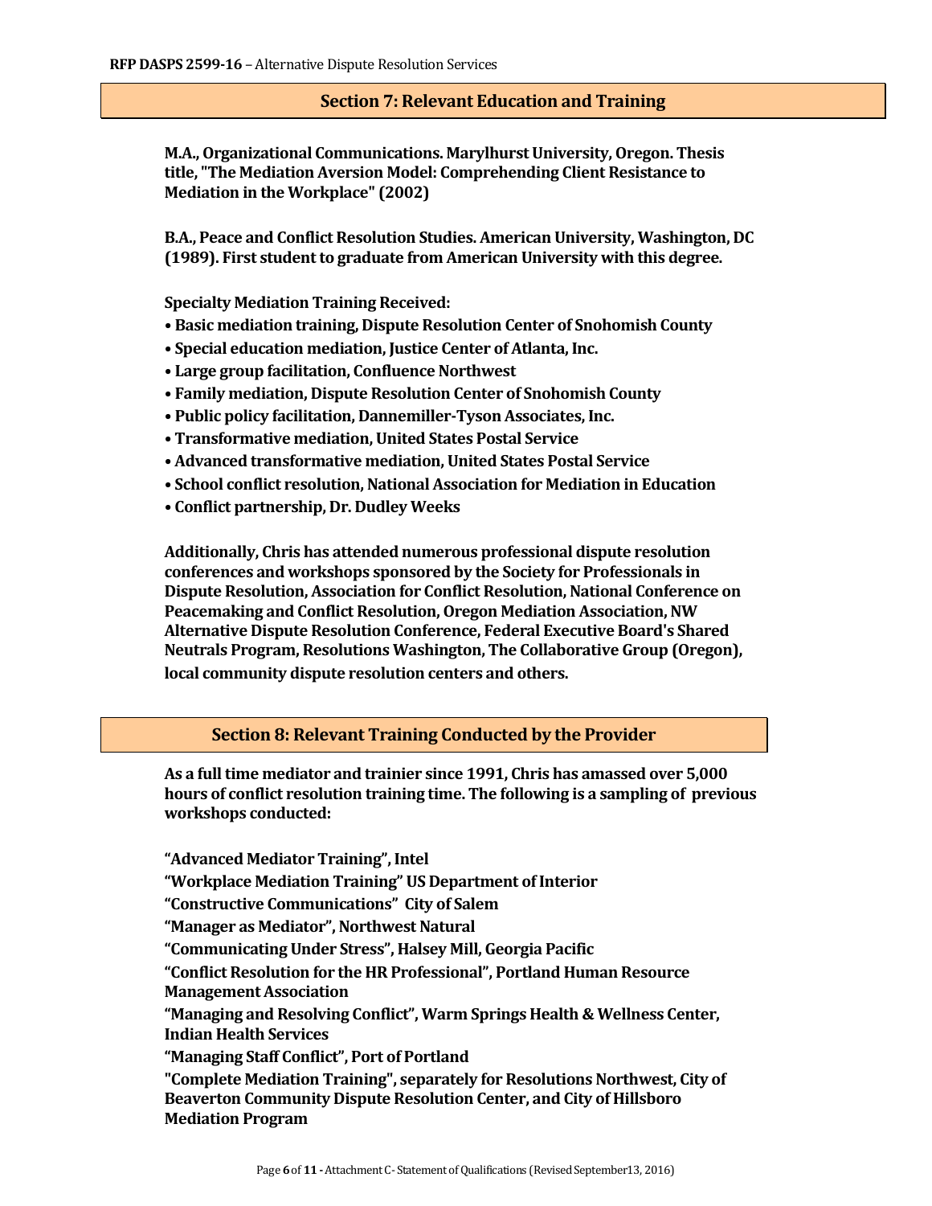## Section 7: Relevant Education and Training

**M.A., Organizational Communications. Marylhurst University, Oregon. Thesis title, "The Mediation Aversion Model: Comprehending Client Resistance to Mediation in the Workplace" (2002)**

**B.A., Peace and Conflict Resolution Studies. American University, Washington, DC (1989). First student to graduate from American University with this degree.**

**Specialty Mediation Training Received:**

- **Basic mediation training, Dispute Resolution Center of Snohomish County**
- **Special education mediation, Justice Center of Atlanta, Inc.**
- **Large group facilitation, Confluence Northwest**
- **Family mediation, Dispute Resolution Center of Snohomish County**
- **Public policy facilitation, Dannemiller-Tyson Associates, Inc.**
- **Transformative mediation, United States Postal Service**
- **Advanced transformative mediation, United States Postal Service**
- **School conflict resolution, National Association for Mediation in Education**
- **Conflict partnership, Dr. Dudley Weeks**

**Additionally, Chris has attended numerous professional dispute resolution conferences and workshops sponsored by the Society for Professionals in Dispute Resolution, Association for Conflict Resolution, National Conference on Peacemaking and Conflict Resolution, Oregon Mediation Association, NW Alternative Dispute Resolution Conference, Federal Executive Board's Shared Neutrals Program, Resolutions Washington, The Collaborative Group (Oregon), local community dispute resolution centers and others.**

## Section 8: Relevant Training Conducted by the Provider

**As a full time mediator and trainier since 1991, Chris has amassed over 5,000 hours of conflict resolution training time. The following is a sampling of previous workshops conducted:**

**"Advanced Mediator Training", Intel**

**"Workplace Mediation Training" US Department of Interior**

**"Constructive Communications" City of Salem**

**"Manager as Mediator", Northwest Natural**

**"Communicating Under Stress", Halsey Mill, Georgia Pacific**

**"Conflict Resolution for the HR Professional", Portland Human Resource Management Association**

**"Managing and Resolving Conflict", Warm Springs Health & Wellness Center, Indian Health Services**

**"Managing Staff Conflict", Port of Portland**

**"Complete Mediation Training", separately for Resolutions Northwest, City of Beaverton Community Dispute Resolution Center, and City of Hillsboro Mediation Program**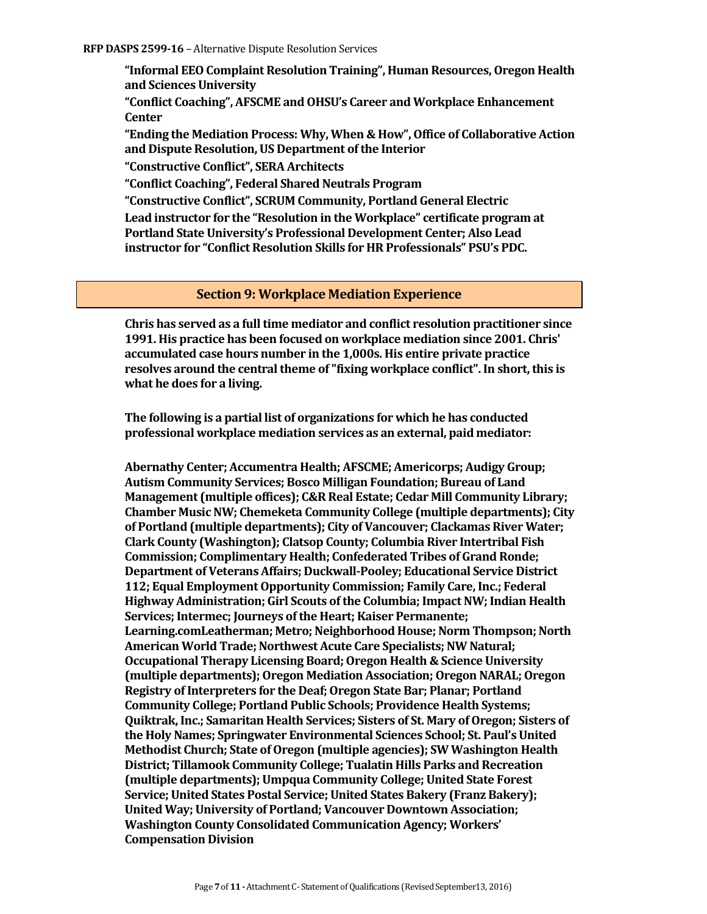**"Informal EEO Complaint Resolution Training", Human Resources, Oregon Health and Sciences University**

**"Conflict Coaching", AFSCME and OHSU's Career and Workplace Enhancement Center**

**"Ending the Mediation Process: Why, When & How", Office of Collaborative Action and Dispute Resolution, US Department of the Interior**

**"Constructive Conflict", SERA Architects**

**"Conflict Coaching", Federal Shared Neutrals Program**

**"Constructive Conflict", SCRUM Community, Portland General Electric**

**Lead instructor for the "Resolution in the Workplace" certificate program at Portland State University's Professional Development Center; Also Lead instructor for "Conflict Resolution Skills for HR Professionals" PSU's PDC.**

## Section 9: Workplace Mediation Experience

**Chris has served as a full time mediator and conflict resolution practitioner since 1991. His practice has been focused on workplace mediation since 2001. Chris' accumulated case hours number in the 1,000s. His entire private practice resolves around the central theme of "fixing workplace conflict". In short, this is what he does for a living.**

**The following is a partial list of organizations for which he has conducted professional workplace mediation services as an external, paid mediator:**

**Abernathy Center; Accumentra Health; AFSCME; Americorps; Audigy Group; Autism Community Services; Bosco Milligan Foundation; Bureau of Land Management (multiple offices); C&R Real Estate; Cedar Mill Community Library; Chamber Music NW; Chemeketa Community College (multiple departments); City of Portland (multiple departments); City of Vancouver; Clackamas River Water; Clark County (Washington); Clatsop County; Columbia River Intertribal Fish Commission; Complimentary Health; Confederated Tribes of Grand Ronde; Department of Veterans Affairs; Duckwall-Pooley; Educational Service District 112; Equal Employment Opportunity Commission; Family Care, Inc.; Federal Highway Administration; Girl Scouts of the Columbia; Impact NW; Indian Health Services; Intermec; Journeys of the Heart; Kaiser Permanente; Learning.comLeatherman; Metro; Neighborhood House; Norm Thompson; North American World Trade; Northwest Acute Care Specialists; NW Natural; Occupational Therapy Licensing Board; Oregon Health & Science University (multiple departments); Oregon Mediation Association; Oregon NARAL; Oregon Registry of Interpreters for the Deaf; Oregon State Bar; Planar; Portland Community College; Portland Public Schools; Providence Health Systems; Quiktrak, Inc.; Samaritan Health Services; Sisters of St. Mary of Oregon; Sisters of the Holy Names; Springwater Environmental Sciences School; St. Paul's United Methodist Church; State of Oregon (multiple agencies); SW Washington Health District; Tillamook Community College; Tualatin Hills Parks and Recreation (multiple departments); Umpqua Community College; United State Forest Service; United States Postal Service; United States Bakery (Franz Bakery); United Way; University of Portland; Vancouver Downtown Association; Washington County Consolidated Communication Agency; Workers' Compensation Division**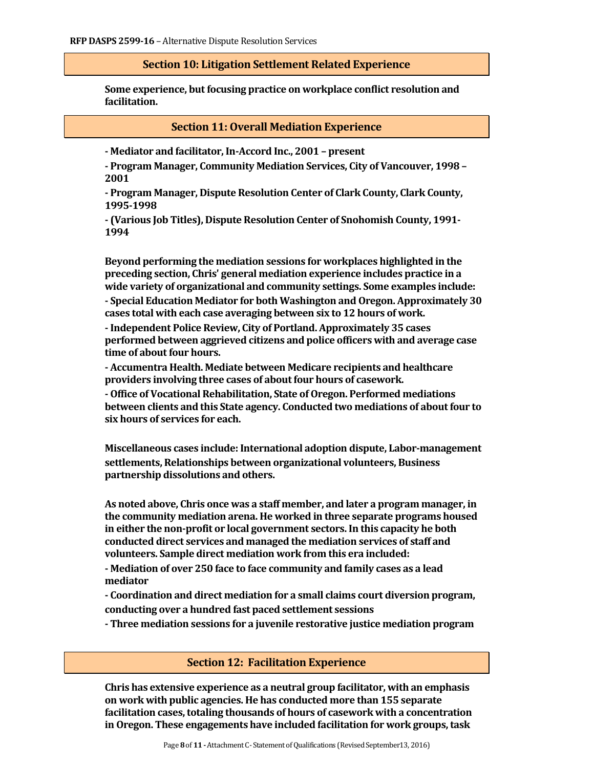## Section 10: Litigation Settlement Related Experience

**Some experience, but focusing practice on workplace conflict resolution and facilitation.**

## Section 11: Overall Mediation Experience

**- Mediator and facilitator, In-Accord Inc., 2001 – present**

**- Program Manager, Community Mediation Services, City of Vancouver, 1998 – 2001**

**- Program Manager, Dispute Resolution Center of Clark County, Clark County, 1995-1998**

**- (Various Job Titles), Dispute Resolution Center of Snohomish County, 1991-1994**

**Beyond performing the mediation sessions for workplaces highlighted in the preceding section, Chris' general mediation experience includes practice in a wide variety of organizational and community settings. Some examples include:**

**- Special Education Mediator for both Washington and Oregon. Approximately 30 cases total with each case averaging between six to 12 hours of work.**

**- Independent Police Review, City of Portland. Approximately 35 cases performed between aggrieved citizens and police officers with and average case time of about four hours.**

**- Accumentra Health. Mediate between Medicare recipients and healthcare providers involving three cases of about four hours of casework.**

**- Office of Vocational Rehabilitation, State of Oregon. Performed mediations between clients and this State agency. Conducted two mediations of about four to six hours of services for each.**

**Miscellaneous cases include: International adoption dispute, Labor-management settlements, Relationships between organizational volunteers, Business partnership dissolutions and others.**

**As noted above, Chris once was a staff member, and later a program manager, in the community mediation arena. He worked in three separate programs housed in either the non-profit or local government sectors. In this capacity he both conducted direct services and managed the mediation services of staff and volunteers. Sample direct mediation work from this era included:**

**- Mediation of over 250 face to face community and family cases as a lead mediator**

**- Coordination and direct mediation for a small claims court diversion program, conducting over a hundred fast paced settlement sessions**

**- Three mediation sessions for a juvenile restorative justice mediation program**

## Section 12: Facilitation Experience

**Chris has extensive experience as a neutral group facilitator, with an emphasis on work with public agencies. He has conducted more than 155 separate facilitation cases, totaling thousands of hours of casework with a concentration in Oregon. These engagements have included facilitation for work groups, task**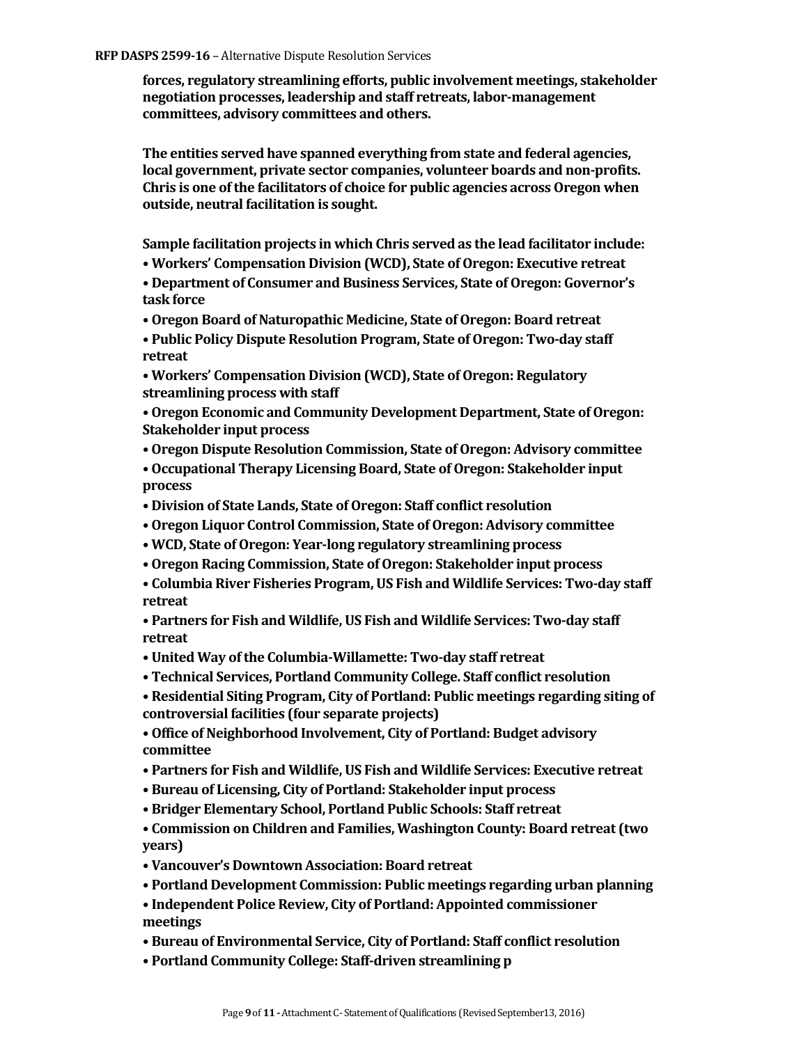**forces, regulatory streamlining efforts, public involvement meetings, stakeholder negotiation processes, leadership and staff retreats, labor-management committees, advisory committees and others.**

**The entities served have spanned everything from state and federal agencies, local government, private sector companies, volunteer boards and non-profits. Chris is one of the facilitators of choice for public agencies across Oregon when outside, neutral facilitation is sought.**

**Sample facilitation projects in which Chris served as the lead facilitator include:**

- **Workers' Compensation Division (WCD), State of Oregon: Executive retreat**
- **Department of Consumer and Business Services, State of Oregon: Governor's task force**
- **Oregon Board of Naturopathic Medicine, State of Oregon: Board retreat**
- **Public Policy Dispute Resolution Program, State of Oregon: Two-day staff retreat**
- **Workers' Compensation Division (WCD), State of Oregon: Regulatory streamlining process with staff**
- **Oregon Economic and Community Development Department, State of Oregon: Stakeholder input process**
- **Oregon Dispute Resolution Commission, State of Oregon: Advisory committee**
- **Occupational Therapy Licensing Board, State of Oregon: Stakeholder input process**
- **Division of State Lands, State of Oregon: Staff conflict resolution**
- **Oregon Liquor Control Commission, State of Oregon: Advisory committee**
- **WCD, State of Oregon: Year-long regulatory streamlining process**
- **Oregon Racing Commission, State of Oregon: Stakeholder input process**
- **Columbia River Fisheries Program, US Fish and Wildlife Services: Two-day staff retreat**
- **Partners for Fish and Wildlife, US Fish and Wildlife Services: Two-day staff retreat**
- **United Way of the Columbia-Willamette: Two-day staff retreat**
- **Technical Services, Portland Community College. Staff conflict resolution**
- **Residential Siting Program, City of Portland: Public meetings regarding siting of controversial facilities (four separate projects)**
- **Office of Neighborhood Involvement, City of Portland: Budget advisory committee**
- **Partners for Fish and Wildlife, US Fish and Wildlife Services: Executive retreat**
- **Bureau of Licensing, City of Portland: Stakeholder input process**
- **Bridger Elementary School, Portland Public Schools: Staff retreat**
- **Commission on Children and Families, Washington County: Board retreat (two years)**
- **Vancouver's Downtown Association: Board retreat**
- **Portland Development Commission: Public meetings regarding urban planning**
- **Independent Police Review, City of Portland: Appointed commissioner meetings**
- **Bureau of Environmental Service, City of Portland: Staff conflict resolution**
- **Portland Community College: Staff-driven streamlining p**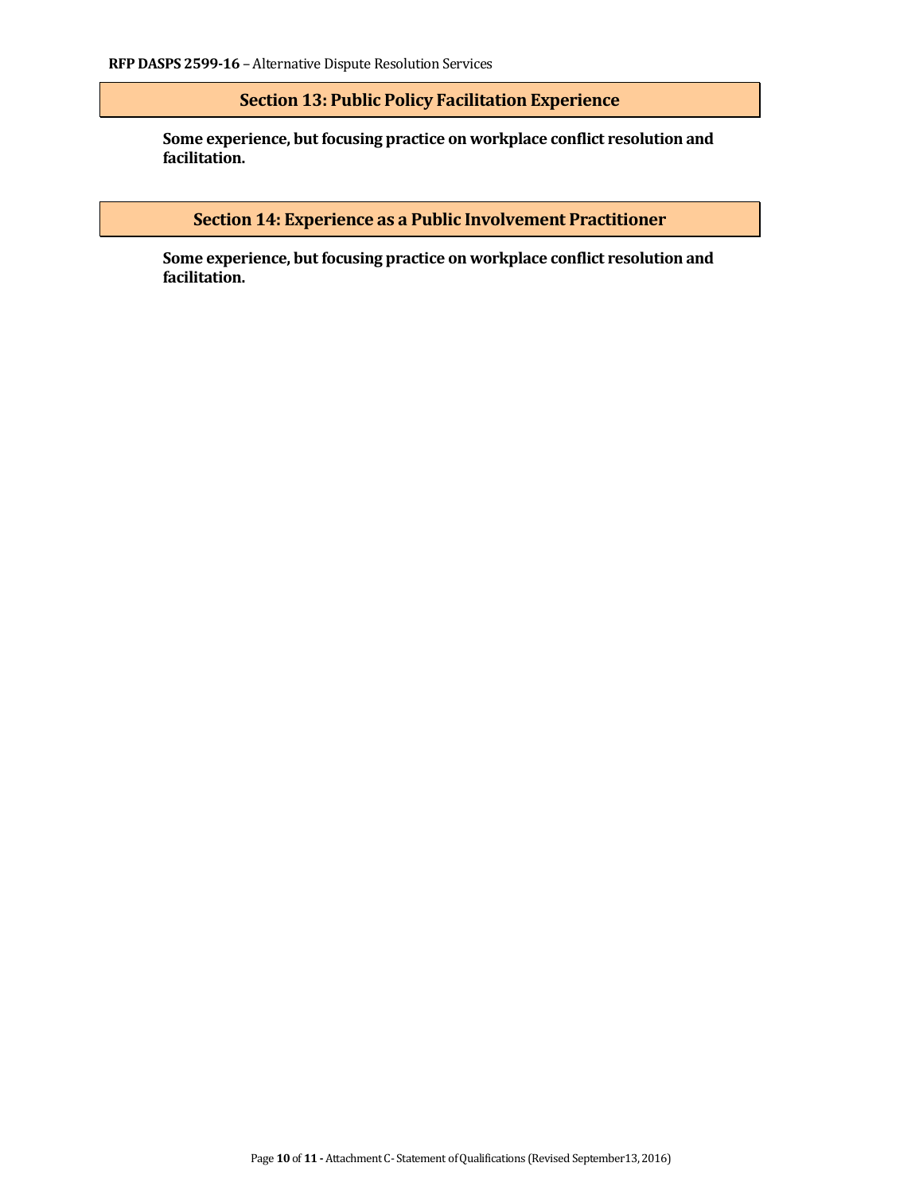## Section 13: Public Policy Facilitation Experience

**Some experience, but focusing practice on workplace conflict resolution and facilitation.**

## Section 14: Experience as a Public Involvement Practitioner

**Some experience, but focusing practice on workplace conflict resolution and facilitation.**